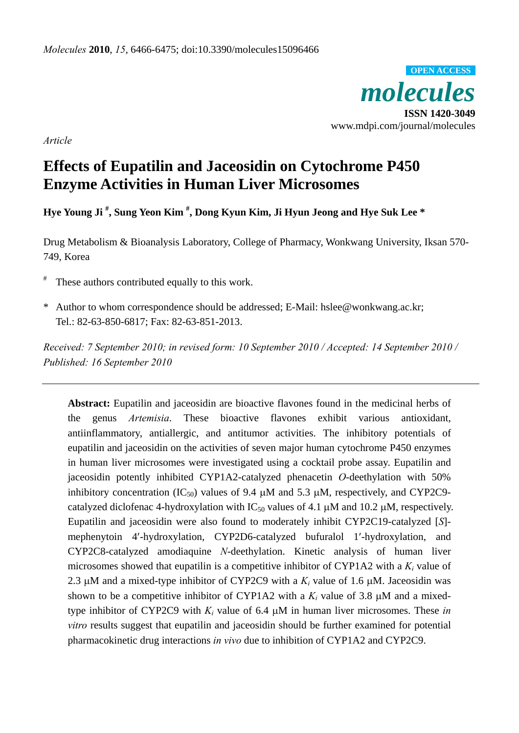*Molecules* **2010**, *15*, 6466-6475; doi:10.3390/molecules15096466

OPEN ACCESS

***molecules***

**ISSN 1420-3049**

www.mdpi.com/journal/molecules

*Article*

# Effects of Eupatilin and Jaceosidin on Cytochrome P450 Enzyme Activities in Human Liver Microsomes

**Hye Young Ji [#], Sung Yeon Kim [#], Dong Kyun Kim, Ji Hyun Jeong and Hye Suk Lee ***

Drug Metabolism & Bioanalysis Laboratory, College of Pharmacy, Wonkwang University, Iksan 570-749, Korea

[#] These authors contributed equally to this work.

* Author to whom correspondence should be addressed; E-Mail: hslee@wonkwang.ac.kr; Tel.: 82-63-850-6817; Fax: 82-63-851-2013.

*Received: 7 September 2010; in revised form: 10 September 2010 / Accepted: 14 September 2010 / Published: 16 September 2010*

---

**Abstract:** Eupatilin and jaceosidin are bioactive flavones found in the medicinal herbs of the genus *Artemisia*. These bioactive flavones exhibit various antioxidant, antiinflammatory, antiallergic, and antitumor activities. The inhibitory potentials of eupatilin and jaceosidin on the activities of seven major human cytochrome P450 enzymes in human liver microsomes were investigated using a cocktail probe assay. Eupatilin and jaceosidin potently inhibited CYP1A2-catalyzed phenacetin *O*-deethylation with 50% inhibitory concentration ($IC_{50}$) values of 9.4 μM and 5.3 μM, respectively, and CYP2C9-catalyzed diclofenac 4-hydroxylation with $IC_{50}$ values of 4.1 μM and 10.2 μM, respectively. Eupatilin and jaceosidin were also found to moderately inhibit CYP2C19-catalyzed [*S*]-mephenytoin 4′-hydroxylation, CYP2D6-catalyzed bufuralol 1′-hydroxylation, and CYP2C8-catalyzed amodiaquine *N*-deethylation. Kinetic analysis of human liver microsomes showed that eupatilin is a competitive inhibitor of CYP1A2 with a $K_i$ value of 2.3 μM and a mixed-type inhibitor of CYP2C9 with a $K_i$ value of 1.6 μM. Jaceosidin was shown to be a competitive inhibitor of CYP1A2 with a $K_i$ value of 3.8 μM and a mixed-type inhibitor of CYP2C9 with $K_i$ value of 6.4 μM in human liver microsomes. These *in vitro* results suggest that eupatilin and jaceosidin should be further examined for potential pharmacokinetic drug interactions *in vivo* due to inhibition of CYP1A2 and CYP2C9.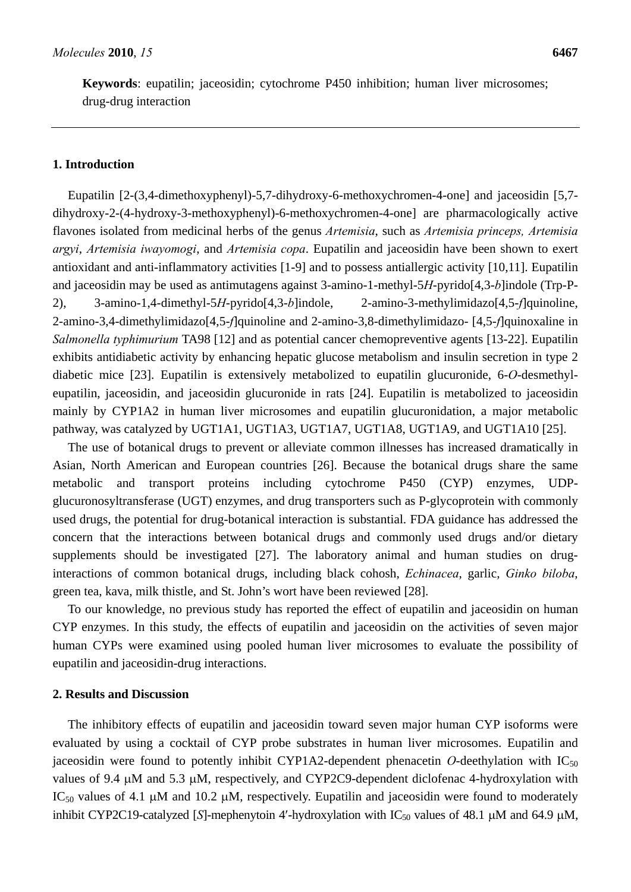**Keywords**: eupatilin; jaceosidin; cytochrome P450 inhibition; human liver microsomes; drug-drug interaction

## 1. Introduction

Eupatilin [2-(3,4-dimethoxyphenyl)-5,7-dihydroxy-6-methoxychromen-4-one] and jaceosidin [5,7-dihydroxy-2-(4-hydroxy-3-methoxyphenyl)-6-methoxychromen-4-one] are pharmacologically active flavones isolated from medicinal herbs of the genus *Artemisia*, such as *Artemisia princeps, Artemisia argyi*, *Artemisia iwayomogi*, and *Artemisia copa*. Eupatilin and jaceosidin have been shown to exert antioxidant and anti-inflammatory activities [1-9] and to possess antiallergic activity [10,11]. Eupatilin and jaceosidin may be used as antimutagens against 3-amino-1-methyl-5*H*-pyrido[4,3-*b*]indole (Trp-P-2), 3-amino-1,4-dimethyl-5*H*-pyrido[4,3-*b*]indole, 2-amino-3-methylimidazo[4,5-*f*]quinoline, 2-amino-3,4-dimethylimidazo[4,5-*f*]quinoline and 2-amino-3,8-dimethylimidazo- [4,5-*f*]quinoxaline in *Salmonella typhimurium* TA98 [12] and as potential cancer chemopreventive agents [13-22]. Eupatilin exhibits antidiabetic activity by enhancing hepatic glucose metabolism and insulin secretion in type 2 diabetic mice [23]. Eupatilin is extensively metabolized to eupatilin glucuronide, 6-*O*-desmethyl-eupatilin, jaceosidin, and jaceosidin glucuronide in rats [24]. Eupatilin is metabolized to jaceosidin mainly by CYP1A2 in human liver microsomes and eupatilin glucuronidation, a major metabolic pathway, was catalyzed by UGT1A1, UGT1A3, UGT1A7, UGT1A8, UGT1A9, and UGT1A10 [25].

The use of botanical drugs to prevent or alleviate common illnesses has increased dramatically in Asian, North American and European countries [26]. Because the botanical drugs share the same metabolic and transport proteins including cytochrome P450 (CYP) enzymes, UDP-glucuronosyltransferase (UGT) enzymes, and drug transporters such as P-glycoprotein with commonly used drugs, the potential for drug-botanical interaction is substantial. FDA guidance has addressed the concern that the interactions between botanical drugs and commonly used drugs and/or dietary supplements should be investigated [27]. The laboratory animal and human studies on drug-interactions of common botanical drugs, including black cohosh, *Echinacea*, garlic, *Ginko biloba*, green tea, kava, milk thistle, and St. John's wort have been reviewed [28].

To our knowledge, no previous study has reported the effect of eupatilin and jaceosidin on human CYP enzymes. In this study, the effects of eupatilin and jaceosidin on the activities of seven major human CYPs were examined using pooled human liver microsomes to evaluate the possibility of eupatilin and jaceosidin-drug interactions.

## 2. Results and Discussion

The inhibitory effects of eupatilin and jaceosidin toward seven major human CYP isoforms were evaluated by using a cocktail of CYP probe substrates in human liver microsomes. Eupatilin and jaceosidin were found to potently inhibit CYP1A2-dependent phenacetin *O*-deethylation with $IC_{50}$ values of 9.4 μM and 5.3 μM, respectively, and CYP2C9-dependent diclofenac 4-hydroxylation with $IC_{50}$ values of 4.1 μM and 10.2 μM, respectively. Eupatilin and jaceosidin were found to moderately inhibit CYP2C19-catalyzed [*S*]-mephenytoin 4′-hydroxylation with $IC_{50}$ values of 48.1 μM and 64.9 μM,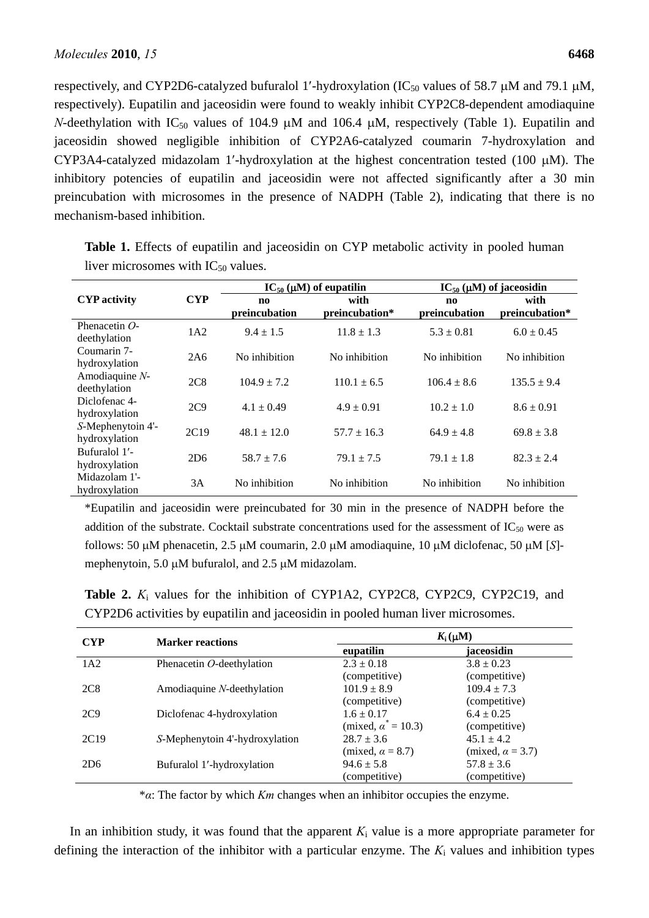respectively, and CYP2D6-catalyzed bufuralol 1′-hydroxylation ($IC_{50}$ values of 58.7 μM and 79.1 μM, respectively). Eupatilin and jaceosidin were found to weakly inhibit CYP2C8-dependent amodiaquine *N*-deethylation with $IC_{50}$ values of 104.9 μM and 106.4 μM, respectively (Table 1). Eupatilin and jaceosidin showed negligible inhibition of CYP2A6-catalyzed coumarin 7-hydroxylation and CYP3A4-catalyzed midazolam 1′-hydroxylation at the highest concentration tested (100 μM). The inhibitory potencies of eupatilin and jaceosidin were not affected significantly after a 30 min preincubation with microsomes in the presence of NADPH (Table 2), indicating that there is no mechanism-based inhibition.

**Table 1.** Effects of eupatilin and jaceosidin on CYP metabolic activity in pooled human liver microsomes with $IC_{50}$ values.

| CYP activity | CYP | $IC_{50}$ (μM) of eupatilin | | $IC_{50}$ (μM) of jaceosidin | |
|---|---|---|---|---|---|
| | | no preincubation | with preincubation* | no preincubation | with preincubation* |
| Phenacetin *O*-deethylation | 1A2 | 9.4 ± 1.5 | 11.8 ± 1.3 | 5.3 ± 0.81 | 6.0 ± 0.45 |
| Coumarin 7-hydroxylation | 2A6 | No inhibition | No inhibition | No inhibition | No inhibition |
| Amodiaquine *N*-deethylation | 2C8 | 104.9 ± 7.2 | 110.1 ± 6.5 | 106.4 ± 8.6 | 135.5 ± 9.4 |
| Diclofenac 4-hydroxylation | 2C9 | 4.1 ± 0.49 | 4.9 ± 0.91 | 10.2 ± 1.0 | 8.6 ± 0.91 |
| *S*-Mephenytoin 4'-hydroxylation | 2C19 | 48.1 ± 12.0 | 57.7 ± 16.3 | 64.9 ± 4.8 | 69.8 ± 3.8 |
| Bufuralol 1′-hydroxylation | 2D6 | 58.7 ± 7.6 | 79.1 ± 7.5 | 79.1 ± 1.8 | 82.3 ± 2.4 |
| Midazolam 1'-hydroxylation | 3A | No inhibition | No inhibition | No inhibition | No inhibition |

*Eupatilin and jaceosidin were preincubated for 30 min in the presence of NADPH before the addition of the substrate. Cocktail substrate concentrations used for the assessment of $IC_{50}$ were as follows: 50 μM phenacetin, 2.5 μM coumarin, 2.0 μM amodiaquine, 10 μM diclofenac, 50 μM [*S*]-mephenytoin, 5.0 μM bufuralol, and 2.5 μM midazolam.

**Table 2.** $K_i$ values for the inhibition of CYP1A2, CYP2C8, CYP2C9, CYP2C19, and CYP2D6 activities by eupatilin and jaceosidin in pooled human liver microsomes.

| CYP | Marker reactions | $K_i$ (μM) | |
|---|---|---|---|
| | | eupatilin | jaceosidin |
| 1A2 | Phenacetin *O*-deethylation | 2.3 ± 0.18 (competitive) | 3.8 ± 0.23 (competitive) |
| 2C8 | Amodiaquine *N*-deethylation | 101.9 ± 8.9 (competitive) | 109.4 ± 7.3 (competitive) |
| 2C9 | Diclofenac 4-hydroxylation | 1.6 ± 0.17 (mixed, $\alpha^* = 10.3$) | 6.4 ± 0.25 (competitive) |
| 2C19 | *S*-Mephenytoin 4'-hydroxylation | 28.7 ± 3.6 (mixed, $\alpha = 8.7$) | 45.1 ± 4.2 (mixed, $\alpha = 3.7$) |
| 2D6 | Bufuralol 1′-hydroxylation | 94.6 ± 5.8 (competitive) | 57.8 ± 3.6 (competitive) |

*$\alpha$: The factor by which *Km* changes when an inhibitor occupies the enzyme.

In an inhibition study, it was found that the apparent $K_i$ value is a more appropriate parameter for defining the interaction of the inhibitor with a particular enzyme. The $K_i$ values and inhibition types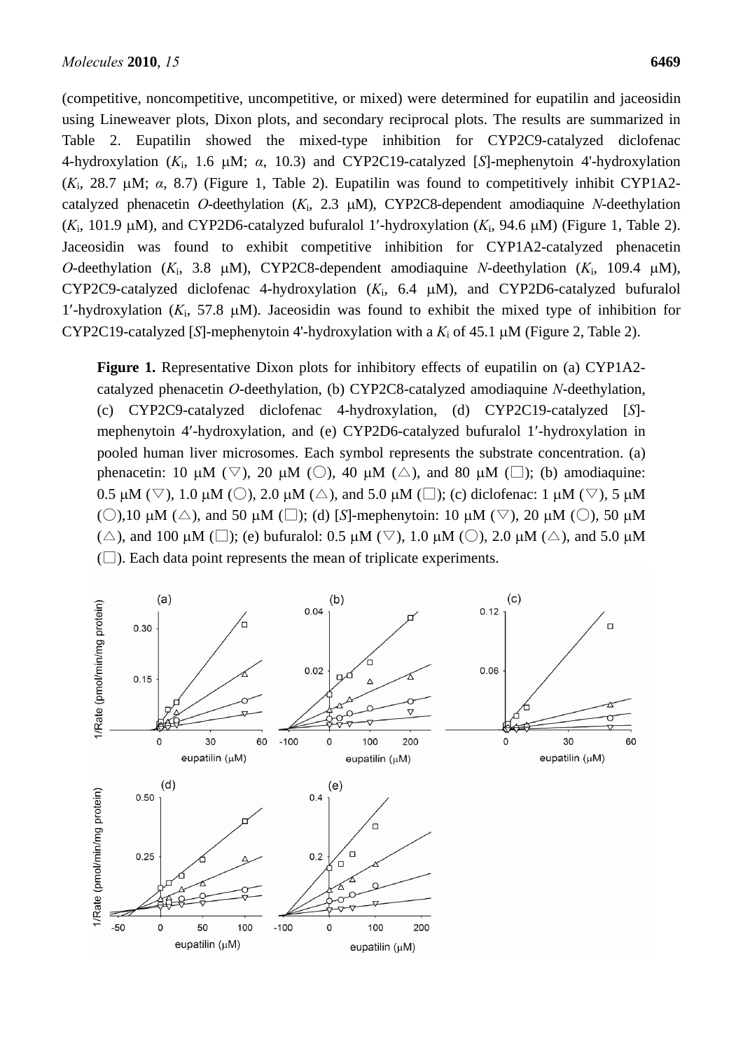(competitive, noncompetitive, uncompetitive, or mixed) were determined for eupatilin and jaceosidin using Lineweaver plots, Dixon plots, and secondary reciprocal plots. The results are summarized in Table 2. Eupatilin showed the mixed-type inhibition for CYP2C9-catalyzed diclofenac 4-hydroxylation ($K_i$, 1.6 μM; $\alpha$, 10.3) and CYP2C19-catalyzed [*S*]-mephenytoin 4'-hydroxylation ($K_i$, 28.7 μM; $\alpha$, 8.7) (Figure 1, Table 2). Eupatilin was found to competitively inhibit CYP1A2-catalyzed phenacetin *O*-deethylation ($K_i$, 2.3 μM), CYP2C8-dependent amodiaquine *N*-deethylation ($K_i$, 101.9 μM), and CYP2D6-catalyzed bufuralol 1′-hydroxylation ($K_i$, 94.6 μM) (Figure 1, Table 2). Jaceosidin was found to exhibit competitive inhibition for CYP1A2-catalyzed phenacetin *O*-deethylation ($K_i$, 3.8 μM), CYP2C8-dependent amodiaquine *N*-deethylation ($K_i$, 109.4 μM), CYP2C9-catalyzed diclofenac 4-hydroxylation ($K_i$, 6.4 μM), and CYP2D6-catalyzed bufuralol 1′-hydroxylation ($K_i$, 57.8 μM). Jaceosidin was found to exhibit the mixed type of inhibition for CYP2C19-catalyzed [*S*]-mephenytoin 4'-hydroxylation with a $K_i$ of 45.1 μM (Figure 2, Table 2).

**Figure 1.** Representative Dixon plots for inhibitory effects of eupatilin on (a) CYP1A2-catalyzed phenacetin *O*-deethylation, (b) CYP2C8-catalyzed amodiaquine *N*-deethylation, (c) CYP2C9-catalyzed diclofenac 4-hydroxylation, (d) CYP2C19-catalyzed [*S*]-mephenytoin 4′-hydroxylation, and (e) CYP2D6-catalyzed bufuralol 1′-hydroxylation in pooled human liver microsomes. Each symbol represents the substrate concentration. (a) phenacetin: 10 μM (▽), 20 μM (○), 40 μM (△), and 80 μM (□); (b) amodiaquine: 0.5 μM (▽), 1.0 μM (○), 2.0 μM (△), and 5.0 μM (□); (c) diclofenac: 1 μM (▽), 5 μM (○),10 μM (△), and 50 μM (□); (d) [*S*]-mephenytoin: 10 μM (▽), 20 μM (○), 50 μM (△), and 100 μM (□); (e) bufuralol: 0.5 μM (▽), 1.0 μM (○), 2.0 μM (△), and 5.0 μM (□). Each data point represents the mean of triplicate experiments.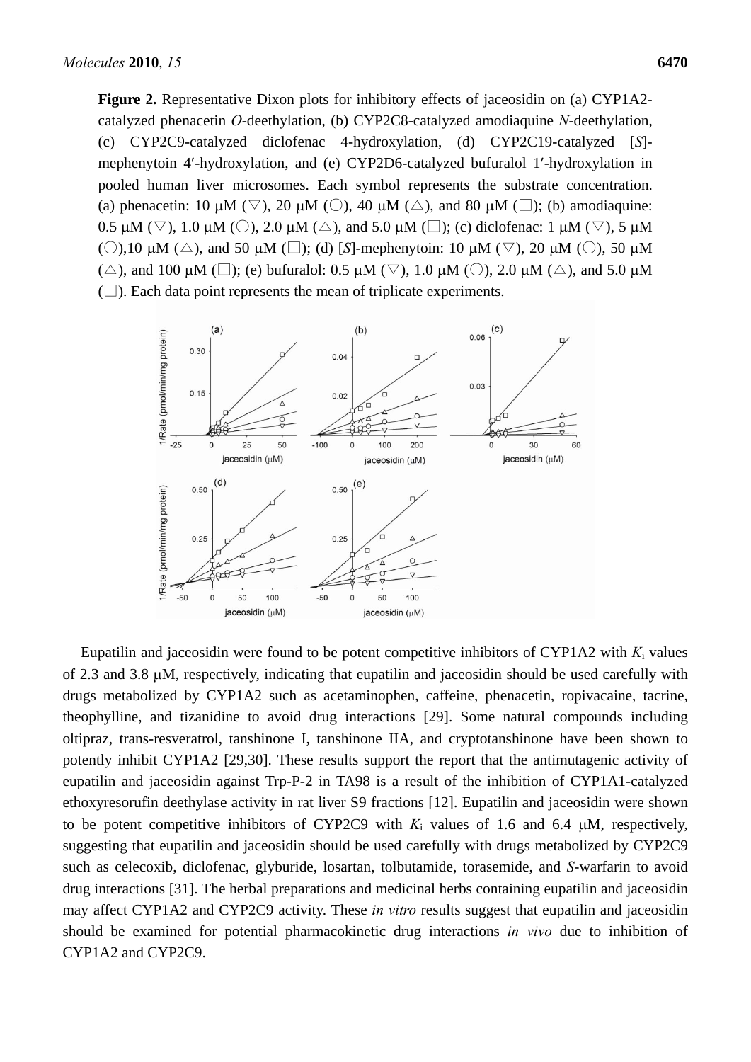**Figure 2.** Representative Dixon plots for inhibitory effects of jaceosidin on (a) CYP1A2-catalyzed phenacetin *O*-deethylation, (b) CYP2C8-catalyzed amodiaquine *N*-deethylation, (c) CYP2C9-catalyzed diclofenac 4-hydroxylation, (d) CYP2C19-catalyzed [*S*]-mephenytoin 4′-hydroxylation, and (e) CYP2D6-catalyzed bufuralol 1′-hydroxylation in pooled human liver microsomes. Each symbol represents the substrate concentration. (a) phenacetin: 10 μM (▽), 20 μM (○), 40 μM (△), and 80 μM (□); (b) amodiaquine: 0.5 μM (▽), 1.0 μM (○), 2.0 μM (△), and 5.0 μM (□); (c) diclofenac: 1 μM (▽), 5 μM (○),10 μM (△), and 50 μM (□); (d) [*S*]-mephenytoin: 10 μM (▽), 20 μM (○), 50 μM (△), and 100 μM (□); (e) bufuralol: 0.5 μM (▽), 1.0 μM (○), 2.0 μM (△), and 5.0 μM (□). Each data point represents the mean of triplicate experiments.

Eupatilin and jaceosidin were found to be potent competitive inhibitors of CYP1A2 with $K_i$ values of 2.3 and 3.8 μM, respectively, indicating that eupatilin and jaceosidin should be used carefully with drugs metabolized by CYP1A2 such as acetaminophen, caffeine, phenacetin, ropivacaine, tacrine, theophylline, and tizanidine to avoid drug interactions [29]. Some natural compounds including oltipraz, trans-resveratrol, tanshinone I, tanshinone IIA, and cryptotanshinone have been shown to potently inhibit CYP1A2 [29,30]. These results support the report that the antimutagenic activity of eupatilin and jaceosidin against Trp-P-2 in TA98 is a result of the inhibition of CYP1A1-catalyzed ethoxyresorufin deethylase activity in rat liver S9 fractions [12]. Eupatilin and jaceosidin were shown to be potent competitive inhibitors of CYP2C9 with $K_i$ values of 1.6 and 6.4 μM, respectively, suggesting that eupatilin and jaceosidin should be used carefully with drugs metabolized by CYP2C9 such as celecoxib, diclofenac, glyburide, losartan, tolbutamide, torasemide, and *S*-warfarin to avoid drug interactions [31]. The herbal preparations and medicinal herbs containing eupatilin and jaceosidin may affect CYP1A2 and CYP2C9 activity. These *in vitro* results suggest that eupatilin and jaceosidin should be examined for potential pharmacokinetic drug interactions *in vivo* due to inhibition of CYP1A2 and CYP2C9.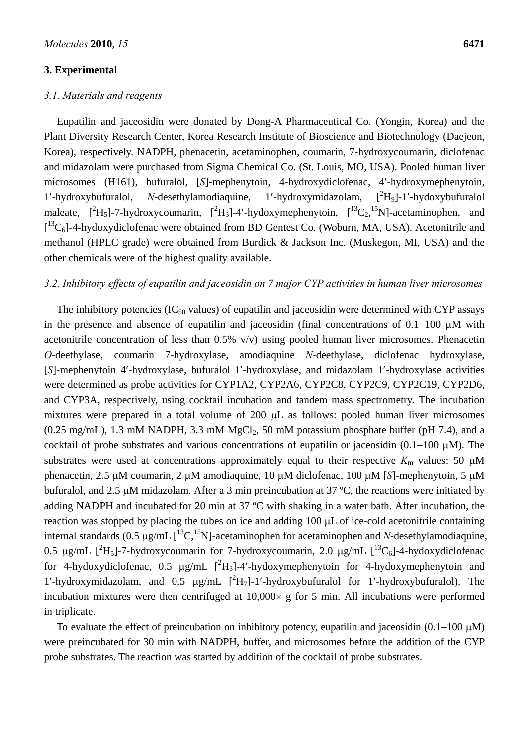## 3. Experimental

### *3.1. Materials and reagents*

Eupatilin and jaceosidin were donated by Dong-A Pharmaceutical Co. (Yongin, Korea) and the Plant Diversity Research Center, Korea Research Institute of Bioscience and Biotechnology (Daejeon, Korea), respectively. NADPH, phenacetin, acetaminophen, coumarin, 7-hydroxycoumarin, diclofenac and midazolam were purchased from Sigma Chemical Co. (St. Louis, MO, USA). Pooled human liver microsomes (H161), bufuralol, [*S*]-mephenytoin, 4-hydroxydiclofenac, 4′-hydroxymephenytoin, 1′-hydroxybufuralol, *N*-desethylamodiaquine, 1′-hydroxymidazolam, [$^{2}H_{9}$]-1′-hydoxybufuralol maleate, [$^{2}H_{5}$]-7-hydroxycoumarin, [$^{2}H_{3}$]-4′-hydoxymephenytoin, [$^{13}C_{2}$,$^{15}N$]-acetaminophen, and [$^{13}C_{6}$]-4-hydoxydiclofenac were obtained from BD Gentest Co. (Woburn, MA, USA). Acetonitrile and methanol (HPLC grade) were obtained from Burdick & Jackson Inc. (Muskegon, MI, USA) and the other chemicals were of the highest quality available.

### *3.2. Inhibitory effects of eupatilin and jaceosidin on 7 major CYP activities in human liver microsomes*

The inhibitory potencies ($IC_{50}$ values) of eupatilin and jaceosidin were determined with CYP assays in the presence and absence of eupatilin and jaceosidin (final concentrations of 0.1–100 μM with acetonitrile concentration of less than 0.5% v/v) using pooled human liver microsomes. Phenacetin *O*-deethylase, coumarin 7-hydroxylase, amodiaquine *N*-deethylase, diclofenac hydroxylase, [*S*]-mephenytoin 4′-hydroxylase, bufuralol 1′-hydroxylase, and midazolam 1′-hydroxylase activities were determined as probe activities for CYP1A2, CYP2A6, CYP2C8, CYP2C9, CYP2C19, CYP2D6, and CYP3A, respectively, using cocktail incubation and tandem mass spectrometry. The incubation mixtures were prepared in a total volume of 200 μL as follows: pooled human liver microsomes (0.25 mg/mL), 1.3 mM NADPH, 3.3 mM $MgCl_2$, 50 mM potassium phosphate buffer (pH 7.4), and a cocktail of probe substrates and various concentrations of eupatilin or jaceosidin (0.1–100 μM). The substrates were used at concentrations approximately equal to their respective $K_m$ values: 50 μM phenacetin, 2.5 μM coumarin, 2 μM amodiaquine, 10 μM diclofenac, 100 μM [*S*]-mephenytoin, 5 μM bufuralol, and 2.5 μM midazolam. After a 3 min preincubation at 37 ºC, the reactions were initiated by adding NADPH and incubated for 20 min at 37 ºC with shaking in a water bath. After incubation, the reaction was stopped by placing the tubes on ice and adding 100 μL of ice-cold acetonitrile containing internal standards (0.5 μg/mL [$^{13}C$,$^{15}N$]-acetaminophen for acetaminophen and *N*-desethylamodiaquine, 0.5 μg/mL [$^{2}H_{5}$]-7-hydroxycoumarin for 7-hydroxycoumarin, 2.0 μg/mL [$^{13}C_{6}$]-4-hydoxydiclofenac for 4-hydoxydiclofenac, 0.5 μg/mL [$^{2}H_{3}$]-4′-hydoxymephenytoin for 4-hydoxymephenytoin and 1′-hydroxymidazolam, and 0.5 μg/mL [$^{2}H_{7}$]-1′-hydroxybufuralol for 1′-hydroxybufuralol). The incubation mixtures were then centrifuged at 10,000× g for 5 min. All incubations were performed in triplicate.

To evaluate the effect of preincubation on inhibitory potency, eupatilin and jaceosidin (0.1–100 μM) were preincubated for 30 min with NADPH, buffer, and microsomes before the addition of the CYP probe substrates. The reaction was started by addition of the cocktail of probe substrates.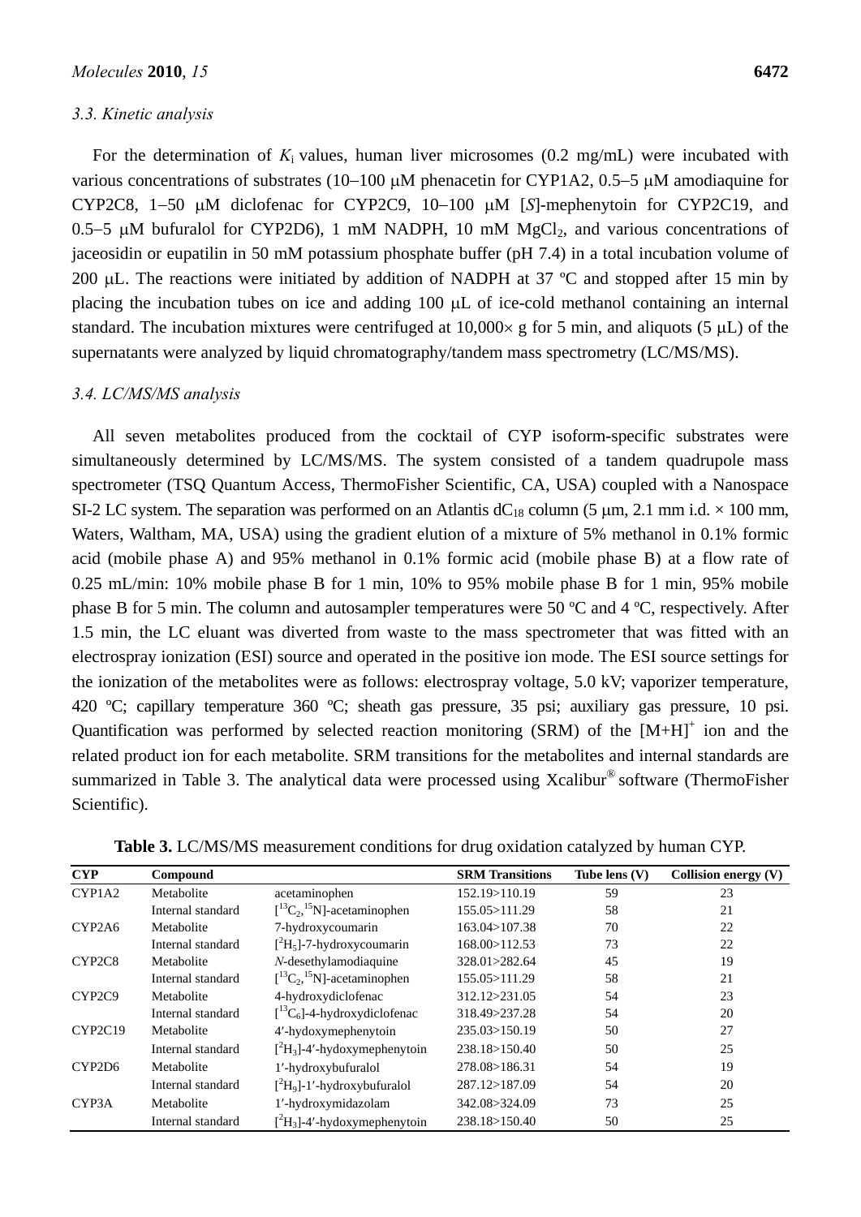### 3.3. Kinetic analysis

For the determination of $K_i$ values, human liver microsomes (0.2 mg/mL) were incubated with various concentrations of substrates (10–100 μM phenacetin for CYP1A2, 0.5–5 μM amodiaquine for CYP2C8, 1–50 μM diclofenac for CYP2C9, 10–100 μM [*S*]-mephenytoin for CYP2C19, and 0.5–5 μM bufuralol for CYP2D6), 1 mM NADPH, 10 mM $MgCl_2$, and various concentrations of jaceosidin or eupatilin in 50 mM potassium phosphate buffer (pH 7.4) in a total incubation volume of 200 μL. The reactions were initiated by addition of NADPH at 37 ºC and stopped after 15 min by placing the incubation tubes on ice and adding 100 μL of ice-cold methanol containing an internal standard. The incubation mixtures were centrifuged at 10,000× g for 5 min, and aliquots (5 μL) of the supernatants were analyzed by liquid chromatography/tandem mass spectrometry (LC/MS/MS).

### 3.4. LC/MS/MS analysis

All seven metabolites produced from the cocktail of CYP isoform-specific substrates were simultaneously determined by LC/MS/MS. The system consisted of a tandem quadrupole mass spectrometer (TSQ Quantum Access, ThermoFisher Scientific, CA, USA) coupled with a Nanospace SI-2 LC system. The separation was performed on an Atlantis $dC_{18}$ column (5 μm, 2.1 mm i.d. × 100 mm, Waters, Waltham, MA, USA) using the gradient elution of a mixture of 5% methanol in 0.1% formic acid (mobile phase A) and 95% methanol in 0.1% formic acid (mobile phase B) at a flow rate of 0.25 mL/min: 10% mobile phase B for 1 min, 10% to 95% mobile phase B for 1 min, 95% mobile phase B for 5 min. The column and autosampler temperatures were 50 ºC and 4 ºC, respectively. After 1.5 min, the LC eluant was diverted from waste to the mass spectrometer that was fitted with an electrospray ionization (ESI) source and operated in the positive ion mode. The ESI source settings for the ionization of the metabolites were as follows: electrospray voltage, 5.0 kV; vaporizer temperature, 420 ºC; capillary temperature 360 ºC; sheath gas pressure, 35 psi; auxiliary gas pressure, 10 psi. Quantification was performed by selected reaction monitoring (SRM) of the $[M+H]^+$ ion and the related product ion for each metabolite. SRM transitions for the metabolites and internal standards are summarized in Table 3. The analytical data were processed using Xcalibur® software (ThermoFisher Scientific).

**Table 3.** LC/MS/MS measurement conditions for drug oxidation catalyzed by human CYP.

| CYP | Compound | | SRM Transitions | Tube lens (V) | Collision energy (V) |
|---|---|---|---|---|---|
| CYP1A2 | Metabolite | acetaminophen | 152.19>110.19 | 59 | 23 |
| | Internal standard | $[^{13}C_2,^{15}N]$-acetaminophen | 155.05>111.29 | 58 | 21 |
| CYP2A6 | Metabolite | 7-hydroxycoumarin | 163.04>107.38 | 70 | 22 |
| | Internal standard | $[^{2}H_5]$-7-hydroxycoumarin | 168.00>112.53 | 73 | 22 |
| CYP2C8 | Metabolite | *N*-desethylamodiaquine | 328.01>282.64 | 45 | 19 |
| | Internal standard | $[^{13}C_2,^{15}N]$-acetaminophen | 155.05>111.29 | 58 | 21 |
| CYP2C9 | Metabolite | 4-hydroxydiclofenac | 312.12>231.05 | 54 | 23 |
| | Internal standard | $[^{13}C_6]$-4-hydroxydiclofenac | 318.49>237.28 | 54 | 20 |
| CYP2C19 | Metabolite | 4′-hydoxymephenytoin | 235.03>150.19 | 50 | 27 |
| | Internal standard | $[^{2}H_3]$-4′-hydoxymephenytoin | 238.18>150.40 | 50 | 25 |
| CYP2D6 | Metabolite | 1′-hydroxybufuralol | 278.08>186.31 | 54 | 19 |
| | Internal standard | $[^{2}H_9]$-1′-hydroxybufuralol | 287.12>187.09 | 54 | 20 |
| CYP3A | Metabolite | 1′-hydroxymidazolam | 342.08>324.09 | 73 | 25 |
| | Internal standard | $[^{2}H_3]$-4′-hydoxymephenytoin | 238.18>150.40 | 50 | 25 |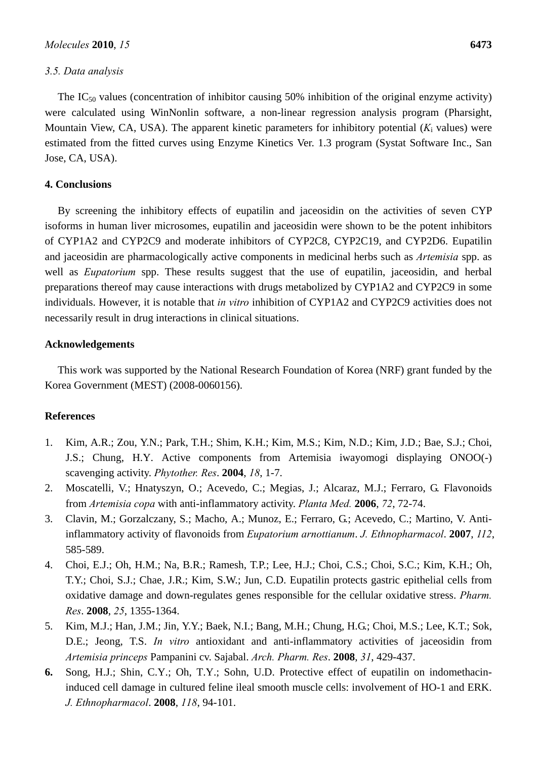### 3.5. Data analysis

The $IC_{50}$ values (concentration of inhibitor causing 50% inhibition of the original enzyme activity) were calculated using WinNonlin software, a non-linear regression analysis program (Pharsight, Mountain View, CA, USA). The apparent kinetic parameters for inhibitory potential ($K_i$ values) were estimated from the fitted curves using Enzyme Kinetics Ver. 1.3 program (Systat Software Inc., San Jose, CA, USA).

## 4. Conclusions

By screening the inhibitory effects of eupatilin and jaceosidin on the activities of seven CYP isoforms in human liver microsomes, eupatilin and jaceosidin were shown to be the potent inhibitors of CYP1A2 and CYP2C9 and moderate inhibitors of CYP2C8, CYP2C19, and CYP2D6. Eupatilin and jaceosidin are pharmacologically active components in medicinal herbs such as *Artemisia* spp. as well as *Eupatorium* spp. These results suggest that the use of eupatilin, jaceosidin, and herbal preparations thereof may cause interactions with drugs metabolized by CYP1A2 and CYP2C9 in some individuals. However, it is notable that *in vitro* inhibition of CYP1A2 and CYP2C9 activities does not necessarily result in drug interactions in clinical situations.

## Acknowledgements

This work was supported by the National Research Foundation of Korea (NRF) grant funded by the Korea Government (MEST) (2008-0060156).

## References

1. Kim, A.R.; Zou, Y.N.; Park, T.H.; Shim, K.H.; Kim, M.S.; Kim, N.D.; Kim, J.D.; Bae, S.J.; Choi, J.S.; Chung, H.Y. Active components from Artemisia iwayomogi displaying ONOO(-) scavenging activity. *Phytother. Res*. **2004**, *18*, 1-7.
2. Moscatelli, V.; Hnatyszyn, O.; Acevedo, C.; Megias, J.; Alcaraz, M.J.; Ferraro, G. Flavonoids from *Artemisia copa* with anti-inflammatory activity. *Planta Med.* **2006**, *72*, 72-74.
3. Clavin, M.; Gorzalczany, S.; Macho, A.; Munoz, E.; Ferraro, G.; Acevedo, C.; Martino, V. Anti-inflammatory activity of flavonoids from *Eupatorium arnottianum*. *J. Ethnopharmacol*. **2007**, *112*, 585-589.
4. Choi, E.J.; Oh, H.M.; Na, B.R.; Ramesh, T.P.; Lee, H.J.; Choi, C.S.; Choi, S.C.; Kim, K.H.; Oh, T.Y.; Choi, S.J.; Chae, J.R.; Kim, S.W.; Jun, C.D. Eupatilin protects gastric epithelial cells from oxidative damage and down-regulates genes responsible for the cellular oxidative stress. *Pharm. Res*. **2008**, *25*, 1355-1364.
5. Kim, M.J.; Han, J.M.; Jin, Y.Y.; Baek, N.I.; Bang, M.H.; Chung, H.G.; Choi, M.S.; Lee, K.T.; Sok, D.E.; Jeong, T.S. *In vitro* antioxidant and anti-inflammatory activities of jaceosidin from *Artemisia princeps* Pampanini cv. Sajabal. *Arch. Pharm. Res*. **2008**, *31*, 429-437.
6. Song, H.J.; Shin, C.Y.; Oh, T.Y.; Sohn, U.D. Protective effect of eupatilin on indomethacin-induced cell damage in cultured feline ileal smooth muscle cells: involvement of HO-1 and ERK. *J. Ethnopharmacol*. **2008**, *118*, 94-101.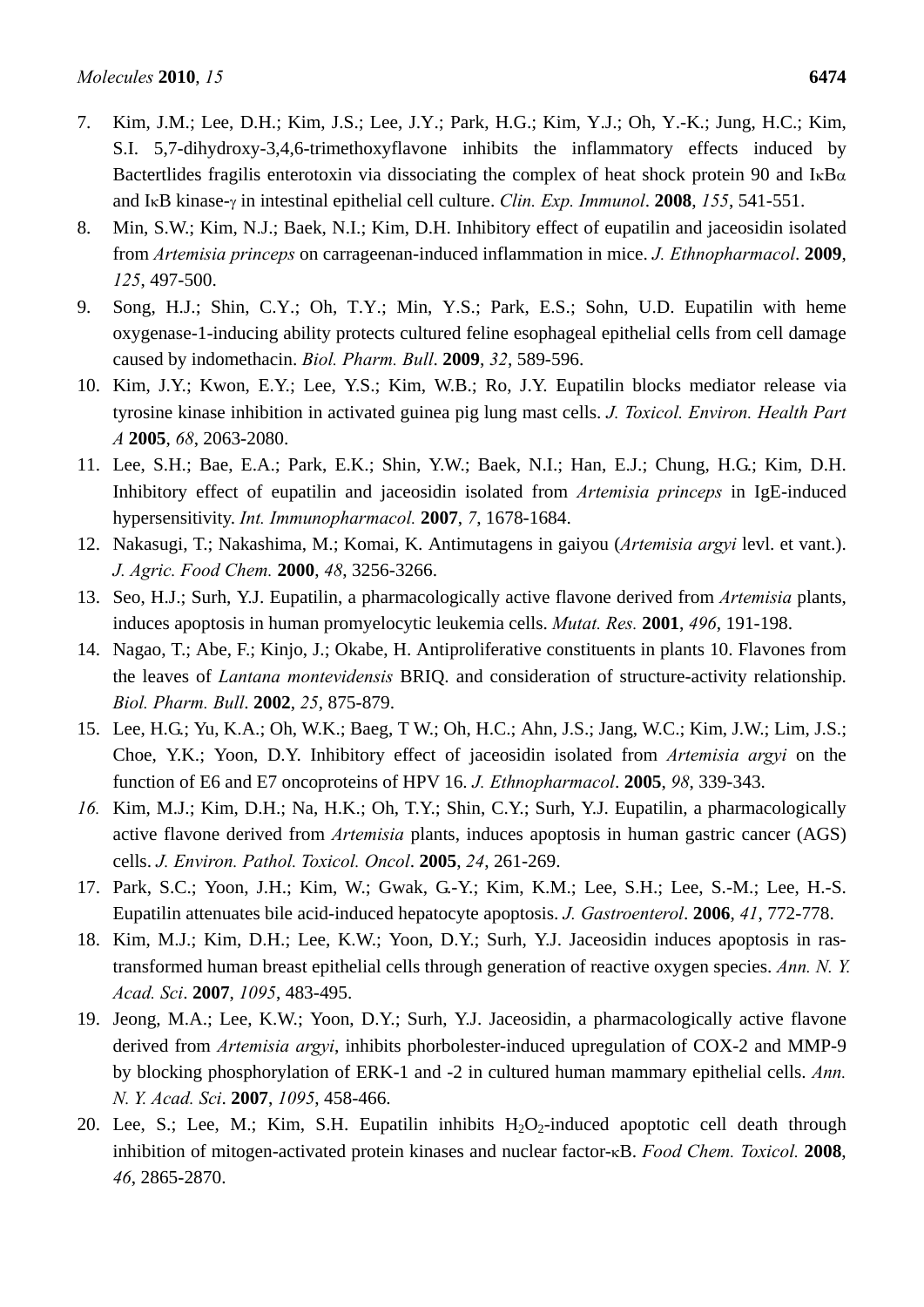7. Kim, J.M.; Lee, D.H.; Kim, J.S.; Lee, J.Y.; Park, H.G.; Kim, Y.J.; Oh, Y.-K.; Jung, H.C.; Kim, S.I. 5,7-dihydroxy-3,4,6-trimethoxyflavone inhibits the inflammatory effects induced by Bactertlides fragilis enterotoxin via dissociating the complex of heat shock protein 90 and IκBα and IκB kinase-γ in intestinal epithelial cell culture. *Clin. Exp. Immunol*. **2008**, *155*, 541-551.
8. Min, S.W.; Kim, N.J.; Baek, N.I.; Kim, D.H. Inhibitory effect of eupatilin and jaceosidin isolated from *Artemisia princeps* on carrageenan-induced inflammation in mice. *J. Ethnopharmacol*. **2009**, *125*, 497-500.
9. Song, H.J.; Shin, C.Y.; Oh, T.Y.; Min, Y.S.; Park, E.S.; Sohn, U.D. Eupatilin with heme oxygenase-1-inducing ability protects cultured feline esophageal epithelial cells from cell damage caused by indomethacin. *Biol. Pharm. Bull*. **2009**, *32*, 589-596.
10. Kim, J.Y.; Kwon, E.Y.; Lee, Y.S.; Kim, W.B.; Ro, J.Y. Eupatilin blocks mediator release via tyrosine kinase inhibition in activated guinea pig lung mast cells. *J. Toxicol. Environ. Health Part A* **2005**, *68*, 2063-2080.
11. Lee, S.H.; Bae, E.A.; Park, E.K.; Shin, Y.W.; Baek, N.I.; Han, E.J.; Chung, H.G.; Kim, D.H. Inhibitory effect of eupatilin and jaceosidin isolated from *Artemisia princeps* in IgE-induced hypersensitivity. *Int. Immunopharmacol.* **2007**, *7*, 1678-1684.
12. Nakasugi, T.; Nakashima, M.; Komai, K. Antimutagens in gaiyou (*Artemisia argyi* levl. et vant.). *J. Agric. Food Chem.* **2000**, *48*, 3256-3266.
13. Seo, H.J.; Surh, Y.J. Eupatilin, a pharmacologically active flavone derived from *Artemisia* plants, induces apoptosis in human promyelocytic leukemia cells. *Mutat. Res.* **2001**, *496*, 191-198.
14. Nagao, T.; Abe, F.; Kinjo, J.; Okabe, H. Antiproliferative constituents in plants 10. Flavones from the leaves of *Lantana montevidensis* BRIQ. and consideration of structure-activity relationship. *Biol. Pharm. Bull*. **2002**, *25*, 875-879.
15. Lee, H.G.; Yu, K.A.; Oh, W.K.; Baeg, T W.; Oh, H.C.; Ahn, J.S.; Jang, W.C.; Kim, J.W.; Lim, J.S.; Choe, Y.K.; Yoon, D.Y. Inhibitory effect of jaceosidin isolated from *Artemisia argyi* on the function of E6 and E7 oncoproteins of HPV 16. *J. Ethnopharmacol*. **2005**, *98*, 339-343.
16. Kim, M.J.; Kim, D.H.; Na, H.K.; Oh, T.Y.; Shin, C.Y.; Surh, Y.J. Eupatilin, a pharmacologically active flavone derived from *Artemisia* plants, induces apoptosis in human gastric cancer (AGS) cells. *J. Environ. Pathol. Toxicol. Oncol*. **2005**, *24*, 261-269.
17. Park, S.C.; Yoon, J.H.; Kim, W.; Gwak, G.-Y.; Kim, K.M.; Lee, S.H.; Lee, S.-M.; Lee, H.-S. Eupatilin attenuates bile acid-induced hepatocyte apoptosis. *J. Gastroenterol*. **2006**, *41*, 772-778.
18. Kim, M.J.; Kim, D.H.; Lee, K.W.; Yoon, D.Y.; Surh, Y.J. Jaceosidin induces apoptosis in ras-transformed human breast epithelial cells through generation of reactive oxygen species. *Ann. N. Y. Acad. Sci*. **2007**, *1095*, 483-495.
19. Jeong, M.A.; Lee, K.W.; Yoon, D.Y.; Surh, Y.J. Jaceosidin, a pharmacologically active flavone derived from *Artemisia argyi*, inhibits phorbolester-induced upregulation of COX-2 and MMP-9 by blocking phosphorylation of ERK-1 and -2 in cultured human mammary epithelial cells. *Ann. N. Y. Acad. Sci*. **2007**, *1095*, 458-466.
20. Lee, S.; Lee, M.; Kim, S.H. Eupatilin inhibits $H_2O_2$-induced apoptotic cell death through inhibition of mitogen-activated protein kinases and nuclear factor-κB. *Food Chem. Toxicol.* **2008**, *46*, 2865-2870.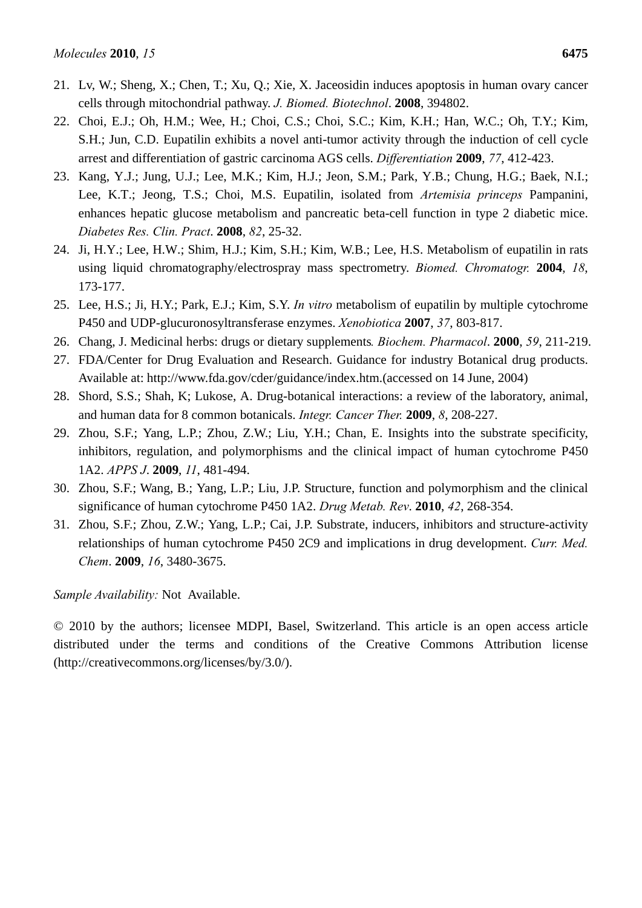21. Lv, W.; Sheng, X.; Chen, T.; Xu, Q.; Xie, X. Jaceosidin induces apoptosis in human ovary cancer cells through mitochondrial pathway. *J. Biomed. Biotechnol*. **2008**, 394802.
22. Choi, E.J.; Oh, H.M.; Wee, H.; Choi, C.S.; Choi, S.C.; Kim, K.H.; Han, W.C.; Oh, T.Y.; Kim, S.H.; Jun, C.D. Eupatilin exhibits a novel anti-tumor activity through the induction of cell cycle arrest and differentiation of gastric carcinoma AGS cells. *Differentiation* **2009**, *77*, 412-423.
23. Kang, Y.J.; Jung, U.J.; Lee, M.K.; Kim, H.J.; Jeon, S.M.; Park, Y.B.; Chung, H.G.; Baek, N.I.; Lee, K.T.; Jeong, T.S.; Choi, M.S. Eupatilin, isolated from *Artemisia princeps* Pampanini, enhances hepatic glucose metabolism and pancreatic beta-cell function in type 2 diabetic mice. *Diabetes Res. Clin. Pract*. **2008**, *82*, 25-32.
24. Ji, H.Y.; Lee, H.W.; Shim, H.J.; Kim, S.H.; Kim, W.B.; Lee, H.S. Metabolism of eupatilin in rats using liquid chromatography/electrospray mass spectrometry. *Biomed. Chromatogr.* **2004**, *18*, 173-177.
25. Lee, H.S.; Ji, H.Y.; Park, E.J.; Kim, S.Y. *In vitro* metabolism of eupatilin by multiple cytochrome P450 and UDP-glucuronosyltransferase enzymes. *Xenobiotica* **2007**, *37*, 803-817.
26. Chang, J. Medicinal herbs: drugs or dietary supplements*. Biochem. Pharmacol*. **2000**, *59*, 211-219.
27. FDA/Center for Drug Evaluation and Research. Guidance for industry Botanical drug products. Available at: http://www.fda.gov/cder/guidance/index.htm.(accessed on 14 June, 2004)
28. Shord, S.S.; Shah, K; Lukose, A. Drug-botanical interactions: a review of the laboratory, animal, and human data for 8 common botanicals. *Integr. Cancer Ther.* **2009**, *8*, 208-227.
29. Zhou, S.F.; Yang, L.P.; Zhou, Z.W.; Liu, Y.H.; Chan, E. Insights into the substrate specificity, inhibitors, regulation, and polymorphisms and the clinical impact of human cytochrome P450 1A2. *APPS J*. **2009**, *11*, 481-494.
30. Zhou, S.F.; Wang, B.; Yang, L.P.; Liu, J.P. Structure, function and polymorphism and the clinical significance of human cytochrome P450 1A2. *Drug Metab. Rev*. **2010**, *42*, 268-354.
31. Zhou, S.F.; Zhou, Z.W.; Yang, L.P.; Cai, J.P. Substrate, inducers, inhibitors and structure-activity relationships of human cytochrome P450 2C9 and implications in drug development. *Curr. Med. Chem*. **2009**, *16*, 3480-3675.

*Sample Availability:* Not Available.

© 2010 by the authors; licensee MDPI, Basel, Switzerland. This article is an open access article distributed under the terms and conditions of the Creative Commons Attribution license (http://creativecommons.org/licenses/by/3.0/).